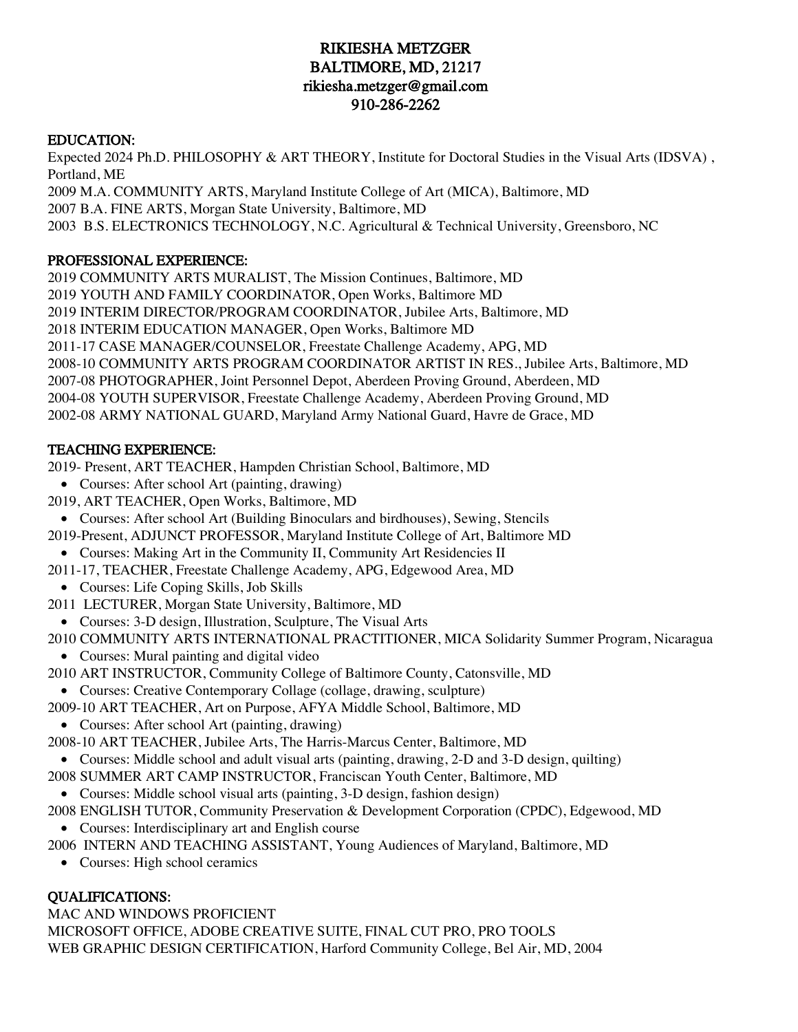# RIKIESHA METZGER
**BALTIMORE, MD, 21217**
**rikiesha.metzger@gmail.com**
**910-286-2262**

## EDUCATION:

Expected 2024 Ph.D. PHILOSOPHY & ART THEORY, Institute for Doctoral Studies in the Visual Arts (IDSVA) , Portland, ME
2009 M.A. COMMUNITY ARTS, Maryland Institute College of Art (MICA), Baltimore, MD
2007 B.A. FINE ARTS, Morgan State University, Baltimore, MD
2003 B.S. ELECTRONICS TECHNOLOGY, N.C. Agricultural & Technical University, Greensboro, NC

## PROFESSIONAL EXPERIENCE:

2019 COMMUNITY ARTS MURALIST, The Mission Continues, Baltimore, MD
2019 YOUTH AND FAMILY COORDINATOR, Open Works, Baltimore MD
2019 INTERIM DIRECTOR/PROGRAM COORDINATOR, Jubilee Arts, Baltimore, MD
2018 INTERIM EDUCATION MANAGER, Open Works, Baltimore MD
2011-17 CASE MANAGER/COUNSELOR, Freestate Challenge Academy, APG, MD
2008-10 COMMUNITY ARTS PROGRAM COORDINATOR ARTIST IN RES., Jubilee Arts, Baltimore, MD
2007-08 PHOTOGRAPHER, Joint Personnel Depot, Aberdeen Proving Ground, Aberdeen, MD
2004-08 YOUTH SUPERVISOR, Freestate Challenge Academy, Aberdeen Proving Ground, MD
2002-08 ARMY NATIONAL GUARD, Maryland Army National Guard, Havre de Grace, MD

## TEACHING EXPERIENCE:

2019- Present, ART TEACHER, Hampden Christian School, Baltimore, MD
- Courses: After school Art (painting, drawing)

2019, ART TEACHER, Open Works, Baltimore, MD
- Courses: After school Art (Building Binoculars and birdhouses), Sewing, Stencils

2019-Present, ADJUNCT PROFESSOR, Maryland Institute College of Art, Baltimore MD
- Courses: Making Art in the Community II, Community Art Residencies II

2011-17, TEACHER, Freestate Challenge Academy, APG, Edgewood Area, MD
- Courses: Life Coping Skills, Job Skills

2011 LECTURER, Morgan State University, Baltimore, MD
- Courses: 3-D design, Illustration, Sculpture, The Visual Arts

2010 COMMUNITY ARTS INTERNATIONAL PRACTITIONER, MICA Solidarity Summer Program, Nicaragua
- Courses: Mural painting and digital video

2010 ART INSTRUCTOR, Community College of Baltimore County, Catonsville, MD
- Courses: Creative Contemporary Collage (collage, drawing, sculpture)

2009-10 ART TEACHER, Art on Purpose, AFYA Middle School, Baltimore, MD
- Courses: After school Art (painting, drawing)

2008-10 ART TEACHER, Jubilee Arts, The Harris-Marcus Center, Baltimore, MD
- Courses: Middle school and adult visual arts (painting, drawing, 2-D and 3-D design, quilting)

2008 SUMMER ART CAMP INSTRUCTOR, Franciscan Youth Center, Baltimore, MD
- Courses: Middle school visual arts (painting, 3-D design, fashion design)

2008 ENGLISH TUTOR, Community Preservation & Development Corporation (CPDC), Edgewood, MD
- Courses: Interdisciplinary art and English course

2006 INTERN AND TEACHING ASSISTANT, Young Audiences of Maryland, Baltimore, MD
- Courses: High school ceramics

## QUALIFICATIONS:

MAC AND WINDOWS PROFICIENT
MICROSOFT OFFICE, ADOBE CREATIVE SUITE, FINAL CUT PRO, PRO TOOLS
WEB GRAPHIC DESIGN CERTIFICATION, Harford Community College, Bel Air, MD, 2004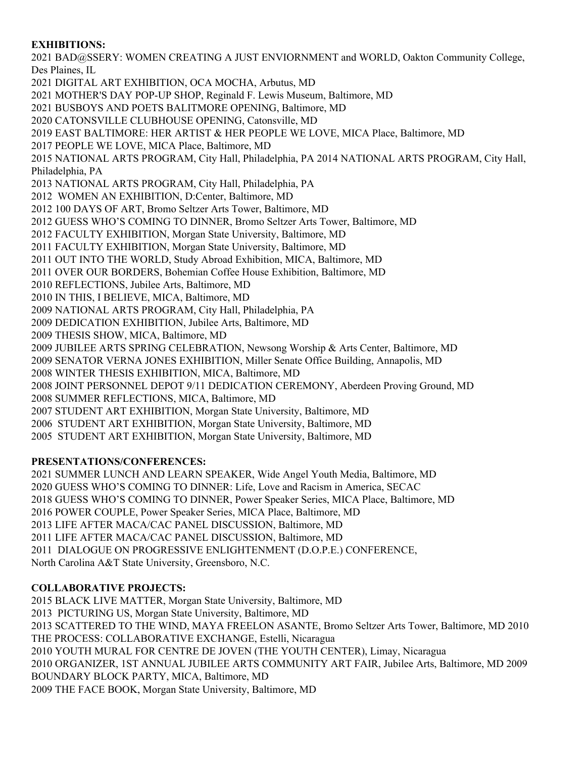**EXHIBITIONS:**

2021 BAD@SSERY: WOMEN CREATING A JUST ENVIORNMENT and WORLD, Oakton Community College, Des Plaines, IL
2021 DIGITAL ART EXHIBITION, OCA MOCHA, Arbutus, MD
2021 MOTHER'S DAY POP-UP SHOP, Reginald F. Lewis Museum, Baltimore, MD
2021 BUSBOYS AND POETS BALITMORE OPENING, Baltimore, MD
2020 CATONSVILLE CLUBHOUSE OPENING, Catonsville, MD
2019 EAST BALTIMORE: HER ARTIST & HER PEOPLE WE LOVE, MICA Place, Baltimore, MD
2017 PEOPLE WE LOVE, MICA Place, Baltimore, MD
2015 NATIONAL ARTS PROGRAM, City Hall, Philadelphia, PA
2014 NATIONAL ARTS PROGRAM, City Hall, Philadelphia, PA
2013 NATIONAL ARTS PROGRAM, City Hall, Philadelphia, PA
2012 WOMEN AN EXHIBITION, D:Center, Baltimore, MD
2012 100 DAYS OF ART, Bromo Seltzer Arts Tower, Baltimore, MD
2012 GUESS WHO'S COMING TO DINNER, Bromo Seltzer Arts Tower, Baltimore, MD
2012 FACULTY EXHIBITION, Morgan State University, Baltimore, MD
2011 FACULTY EXHIBITION, Morgan State University, Baltimore, MD
2011 OUT INTO THE WORLD, Study Abroad Exhibition, MICA, Baltimore, MD
2011 OVER OUR BORDERS, Bohemian Coffee House Exhibition, Baltimore, MD
2010 REFLECTIONS, Jubilee Arts, Baltimore, MD
2010 IN THIS, I BELIEVE, MICA, Baltimore, MD
2009 NATIONAL ARTS PROGRAM, City Hall, Philadelphia, PA
2009 DEDICATION EXHIBITION, Jubilee Arts, Baltimore, MD
2009 THESIS SHOW, MICA, Baltimore, MD
2009 JUBILEE ARTS SPRING CELEBRATION, Newsong Worship & Arts Center, Baltimore, MD
2009 SENATOR VERNA JONES EXHIBITION, Miller Senate Office Building, Annapolis, MD
2008 WINTER THESIS EXHIBITION, MICA, Baltimore, MD
2008 JOINT PERSONNEL DEPOT 9/11 DEDICATION CEREMONY, Aberdeen Proving Ground, MD
2008 SUMMER REFLECTIONS, MICA, Baltimore, MD
2007 STUDENT ART EXHIBITION, Morgan State University, Baltimore, MD
2006 STUDENT ART EXHIBITION, Morgan State University, Baltimore, MD
2005 STUDENT ART EXHIBITION, Morgan State University, Baltimore, MD

**PRESENTATIONS/CONFERENCES:**

2021 SUMMER LUNCH AND LEARN SPEAKER, Wide Angel Youth Media, Baltimore, MD
2020 GUESS WHO'S COMING TO DINNER: Life, Love and Racism in America, SECAC
2018 GUESS WHO'S COMING TO DINNER, Power Speaker Series, MICA Place, Baltimore, MD
2016 POWER COUPLE, Power Speaker Series, MICA Place, Baltimore, MD
2013 LIFE AFTER MACA/CAC PANEL DISCUSSION, Baltimore, MD
2011 LIFE AFTER MACA/CAC PANEL DISCUSSION, Baltimore, MD
2011 DIALOGUE ON PROGRESSIVE ENLIGHTENMENT (D.O.P.E.) CONFERENCE, North Carolina A&T State University, Greensboro, N.C.

**COLLABORATIVE PROJECTS:**

2015 BLACK LIVE MATTER, Morgan State University, Baltimore, MD
2013 PICTURING US, Morgan State University, Baltimore, MD
2013 SCATTERED TO THE WIND, MAYA FREELON ASANTE, Bromo Seltzer Arts Tower, Baltimore, MD
2010 THE PROCESS: COLLABORATIVE EXCHANGE, Estelli, Nicaragua
2010 YOUTH MURAL FOR CENTRE DE JOVEN (THE YOUTH CENTER), Limay, Nicaragua
2010 ORGANIZER, 1ST ANNUAL JUBILEE ARTS COMMUNITY ART FAIR, Jubilee Arts, Baltimore, MD
2009 BOUNDARY BLOCK PARTY, MICA, Baltimore, MD
2009 THE FACE BOOK, Morgan State University, Baltimore, MD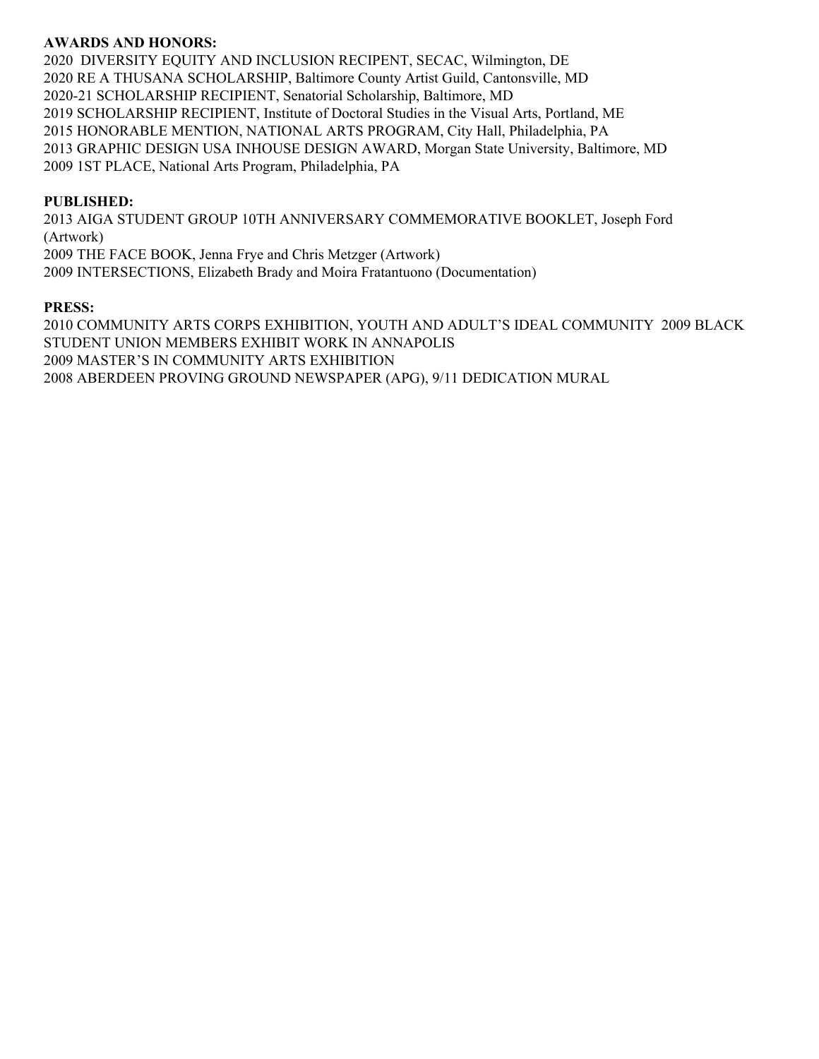**AWARDS AND HONORS:**

2020 DIVERSITY EQUITY AND INCLUSION RECIPENT, SECAC, Wilmington, DE
2020 RE A THUSANA SCHOLARSHIP, Baltimore County Artist Guild, Cantonsville, MD
2020-21 SCHOLARSHIP RECIPIENT, Senatorial Scholarship, Baltimore, MD
2019 SCHOLARSHIP RECIPIENT, Institute of Doctoral Studies in the Visual Arts, Portland, ME
2015 HONORABLE MENTION, NATIONAL ARTS PROGRAM, City Hall, Philadelphia, PA
2013 GRAPHIC DESIGN USA INHOUSE DESIGN AWARD, Morgan State University, Baltimore, MD
2009 1ST PLACE, National Arts Program, Philadelphia, PA

**PUBLISHED:**

2013 AIGA STUDENT GROUP 10TH ANNIVERSARY COMMEMORATIVE BOOKLET, Joseph Ford (Artwork)
2009 THE FACE BOOK, Jenna Frye and Chris Metzger (Artwork)
2009 INTERSECTIONS, Elizabeth Brady and Moira Fratantuono (Documentation)

**PRESS:**

2010 COMMUNITY ARTS CORPS EXHIBITION, YOUTH AND ADULT'S IDEAL COMMUNITY 2009 BLACK STUDENT UNION MEMBERS EXHIBIT WORK IN ANNAPOLIS
2009 MASTER'S IN COMMUNITY ARTS EXHIBITION
2008 ABERDEEN PROVING GROUND NEWSPAPER (APG), 9/11 DEDICATION MURAL